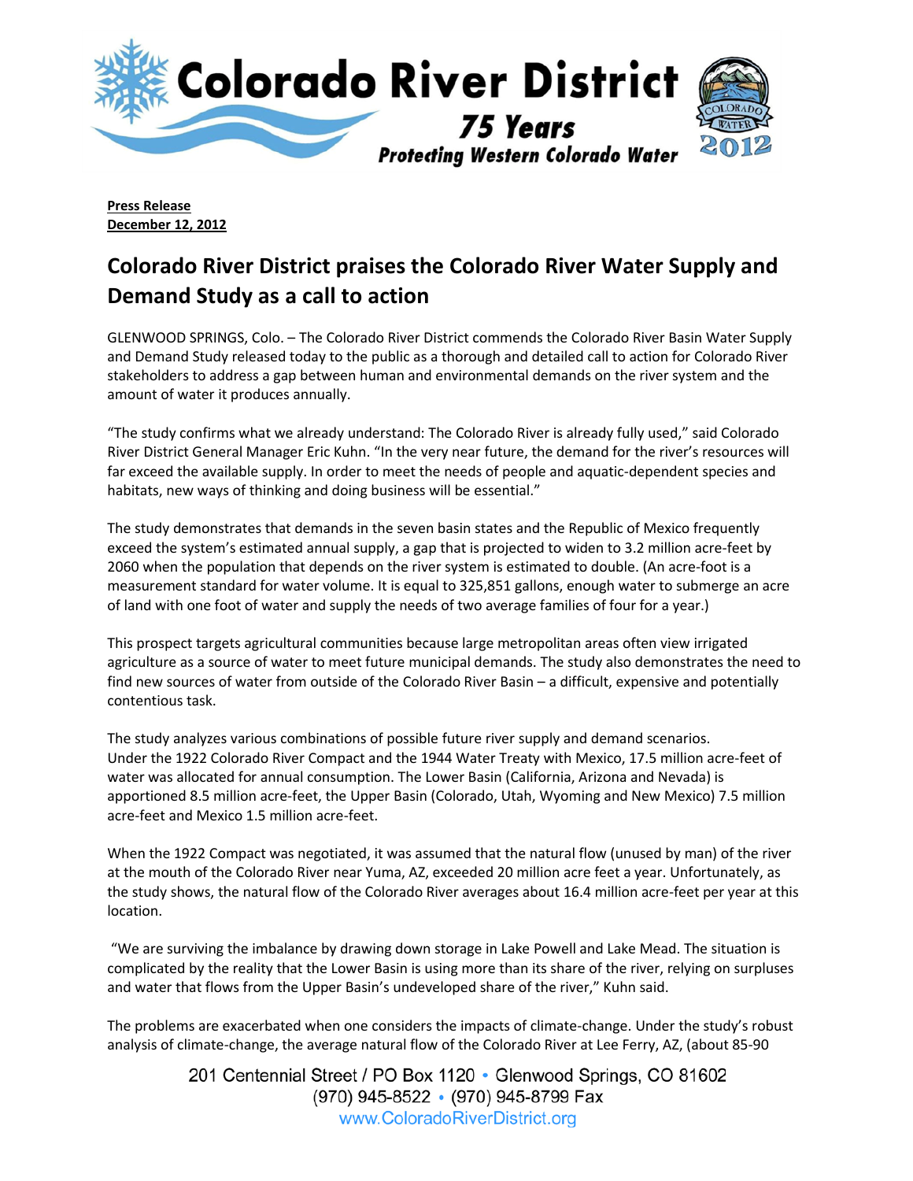**Press Release**
**December 12, 2012**

# Colorado River District praises the Colorado River Water Supply and Demand Study as a call to action

GLENWOOD SPRINGS, Colo. – The Colorado River District commends the Colorado River Basin Water Supply and Demand Study released today to the public as a thorough and detailed call to action for Colorado River stakeholders to address a gap between human and environmental demands on the river system and the amount of water it produces annually.

"The study confirms what we already understand: The Colorado River is already fully used," said Colorado River District General Manager Eric Kuhn. "In the very near future, the demand for the river's resources will far exceed the available supply. In order to meet the needs of people and aquatic-dependent species and habitats, new ways of thinking and doing business will be essential."

The study demonstrates that demands in the seven basin states and the Republic of Mexico frequently exceed the system's estimated annual supply, a gap that is projected to widen to 3.2 million acre-feet by 2060 when the population that depends on the river system is estimated to double. (An acre-foot is a measurement standard for water volume. It is equal to 325,851 gallons, enough water to submerge an acre of land with one foot of water and supply the needs of two average families of four for a year.)

This prospect targets agricultural communities because large metropolitan areas often view irrigated agriculture as a source of water to meet future municipal demands. The study also demonstrates the need to find new sources of water from outside of the Colorado River Basin – a difficult, expensive and potentially contentious task.

The study analyzes various combinations of possible future river supply and demand scenarios. Under the 1922 Colorado River Compact and the 1944 Water Treaty with Mexico, 17.5 million acre-feet of water was allocated for annual consumption. The Lower Basin (California, Arizona and Nevada) is apportioned 8.5 million acre-feet, the Upper Basin (Colorado, Utah, Wyoming and New Mexico) 7.5 million acre-feet and Mexico 1.5 million acre-feet.

When the 1922 Compact was negotiated, it was assumed that the natural flow (unused by man) of the river at the mouth of the Colorado River near Yuma, AZ, exceeded 20 million acre feet a year. Unfortunately, as the study shows, the natural flow of the Colorado River averages about 16.4 million acre-feet per year at this location.

"We are surviving the imbalance by drawing down storage in Lake Powell and Lake Mead. The situation is complicated by the reality that the Lower Basin is using more than its share of the river, relying on surpluses and water that flows from the Upper Basin's undeveloped share of the river," Kuhn said.

The problems are exacerbated when one considers the impacts of climate-change. Under the study's robust analysis of climate-change, the average natural flow of the Colorado River at Lee Ferry, AZ, (about 85-90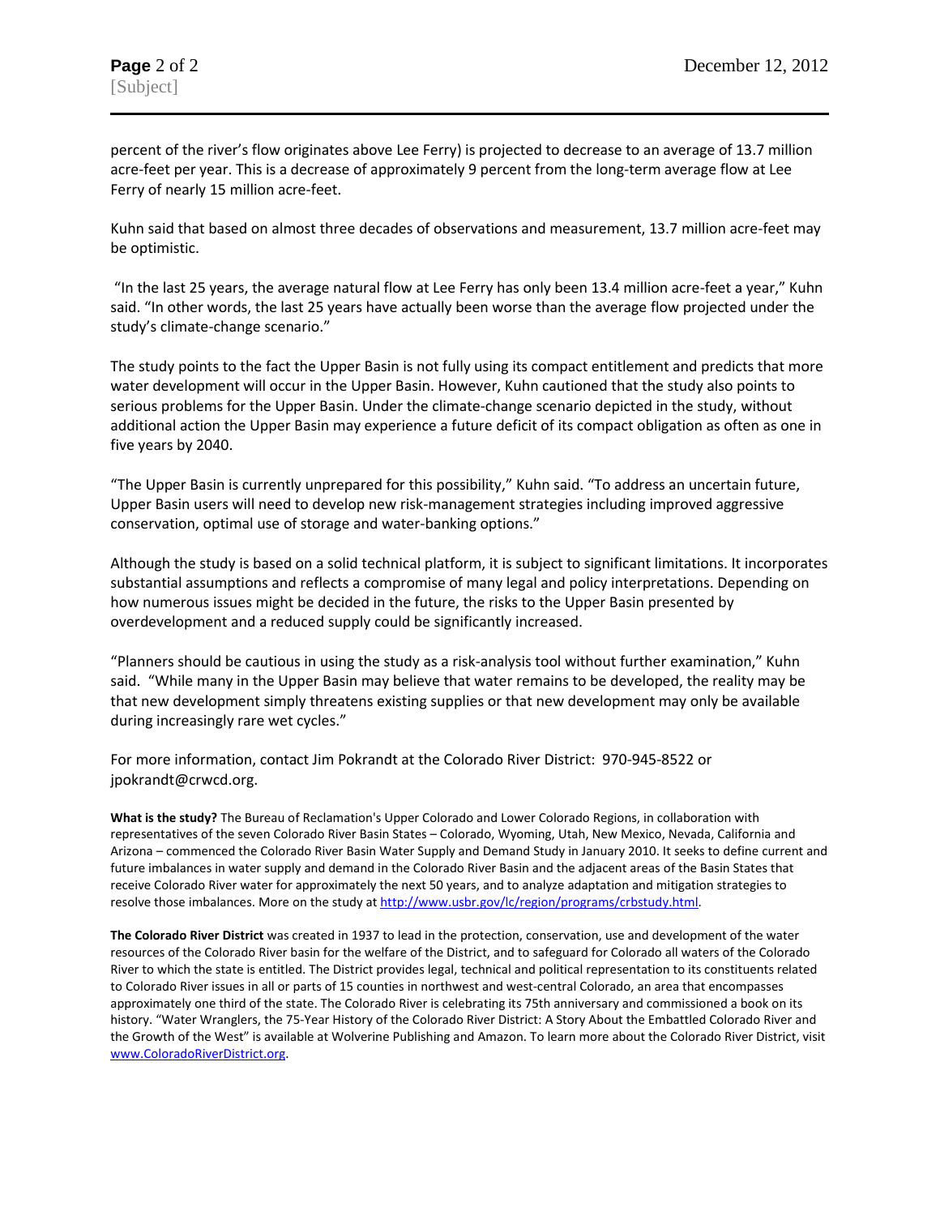percent of the river's flow originates above Lee Ferry) is projected to decrease to an average of 13.7 million acre-feet per year. This is a decrease of approximately 9 percent from the long-term average flow at Lee Ferry of nearly 15 million acre-feet.

Kuhn said that based on almost three decades of observations and measurement, 13.7 million acre-feet may be optimistic.

"In the last 25 years, the average natural flow at Lee Ferry has only been 13.4 million acre-feet a year," Kuhn said. "In other words, the last 25 years have actually been worse than the average flow projected under the study's climate-change scenario."

The study points to the fact the Upper Basin is not fully using its compact entitlement and predicts that more water development will occur in the Upper Basin. However, Kuhn cautioned that the study also points to serious problems for the Upper Basin. Under the climate-change scenario depicted in the study, without additional action the Upper Basin may experience a future deficit of its compact obligation as often as one in five years by 2040.

"The Upper Basin is currently unprepared for this possibility," Kuhn said. "To address an uncertain future, Upper Basin users will need to develop new risk-management strategies including improved aggressive conservation, optimal use of storage and water-banking options."

Although the study is based on a solid technical platform, it is subject to significant limitations. It incorporates substantial assumptions and reflects a compromise of many legal and policy interpretations. Depending on how numerous issues might be decided in the future, the risks to the Upper Basin presented by overdevelopment and a reduced supply could be significantly increased.

"Planners should be cautious in using the study as a risk-analysis tool without further examination," Kuhn said. "While many in the Upper Basin may believe that water remains to be developed, the reality may be that new development simply threatens existing supplies or that new development may only be available during increasingly rare wet cycles."

For more information, contact Jim Pokrandt at the Colorado River District: 970-945-8522 or jpokrandt@crwcd.org.

**What is the study?** The Bureau of Reclamation's Upper Colorado and Lower Colorado Regions, in collaboration with representatives of the seven Colorado River Basin States – Colorado, Wyoming, Utah, New Mexico, Nevada, California and Arizona – commenced the Colorado River Basin Water Supply and Demand Study in January 2010. It seeks to define current and future imbalances in water supply and demand in the Colorado River Basin and the adjacent areas of the Basin States that receive Colorado River water for approximately the next 50 years, and to analyze adaptation and mitigation strategies to resolve those imbalances. More on the study at http://www.usbr.gov/lc/region/programs/crbstudy.html.

**The Colorado River District** was created in 1937 to lead in the protection, conservation, use and development of the water resources of the Colorado River basin for the welfare of the District, and to safeguard for Colorado all waters of the Colorado River to which the state is entitled. The District provides legal, technical and political representation to its constituents related to Colorado River issues in all or parts of 15 counties in northwest and west-central Colorado, an area that encompasses approximately one third of the state. The Colorado River is celebrating its 75th anniversary and commissioned a book on its history. "Water Wranglers, the 75-Year History of the Colorado River District: A Story About the Embattled Colorado River and the Growth of the West" is available at Wolverine Publishing and Amazon. To learn more about the Colorado River District, visit www.ColoradoRiverDistrict.org.